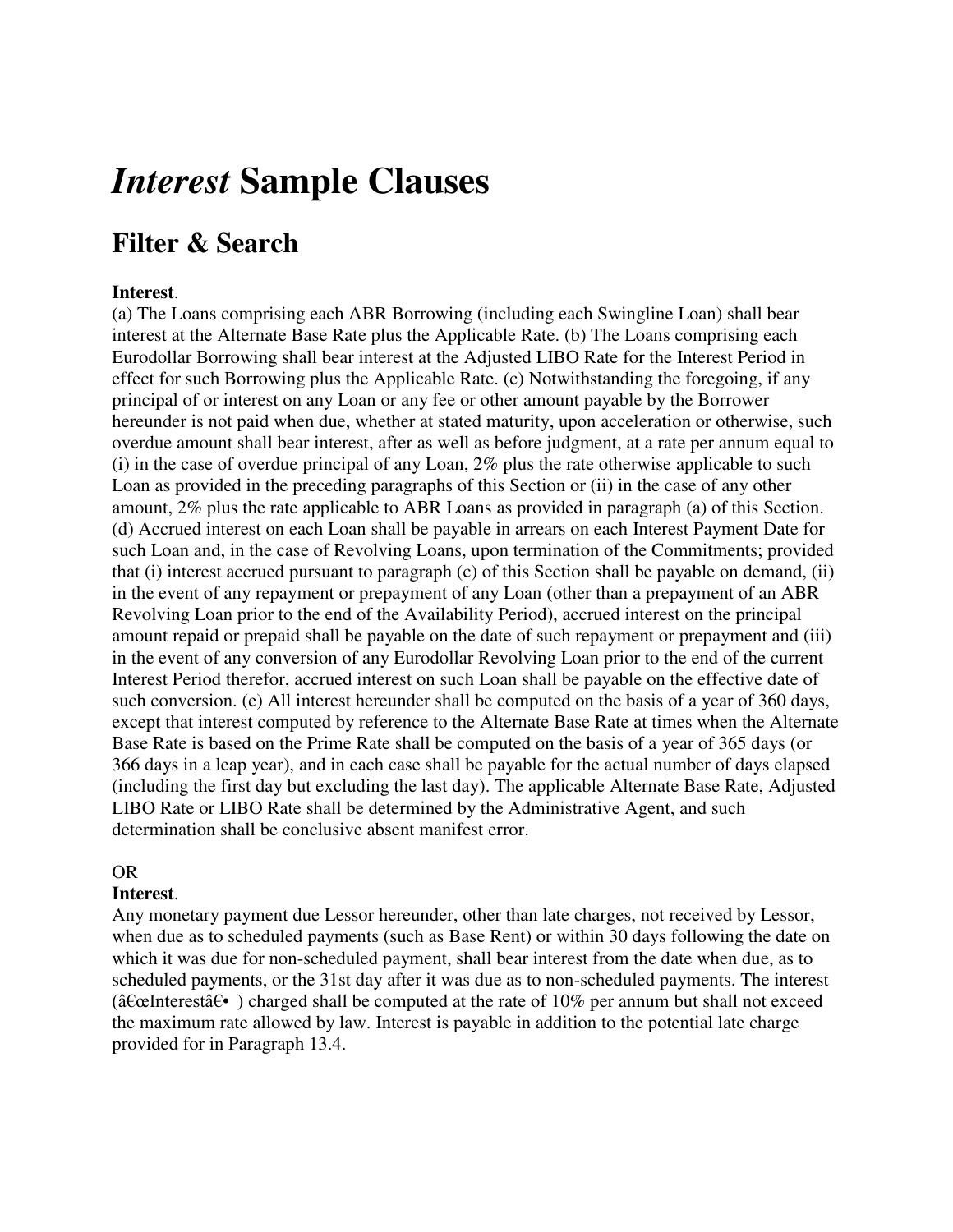# *Interest* Sample Clauses

## Filter & Search

**Interest**.

(a) The Loans comprising each ABR Borrowing (including each Swingline Loan) shall bear interest at the Alternate Base Rate plus the Applicable Rate. (b) The Loans comprising each Eurodollar Borrowing shall bear interest at the Adjusted LIBO Rate for the Interest Period in effect for such Borrowing plus the Applicable Rate. (c) Notwithstanding the foregoing, if any principal of or interest on any Loan or any fee or other amount payable by the Borrower hereunder is not paid when due, whether at stated maturity, upon acceleration or otherwise, such overdue amount shall bear interest, after as well as before judgment, at a rate per annum equal to (i) in the case of overdue principal of any Loan, 2% plus the rate otherwise applicable to such Loan as provided in the preceding paragraphs of this Section or (ii) in the case of any other amount, 2% plus the rate applicable to ABR Loans as provided in paragraph (a) of this Section. (d) Accrued interest on each Loan shall be payable in arrears on each Interest Payment Date for such Loan and, in the case of Revolving Loans, upon termination of the Commitments; provided that (i) interest accrued pursuant to paragraph (c) of this Section shall be payable on demand, (ii) in the event of any repayment or prepayment of any Loan (other than a prepayment of an ABR Revolving Loan prior to the end of the Availability Period), accrued interest on the principal amount repaid or prepaid shall be payable on the date of such repayment or prepayment and (iii) in the event of any conversion of any Eurodollar Revolving Loan prior to the end of the current Interest Period therefor, accrued interest on such Loan shall be payable on the effective date of such conversion. (e) All interest hereunder shall be computed on the basis of a year of 360 days, except that interest computed by reference to the Alternate Base Rate at times when the Alternate Base Rate is based on the Prime Rate shall be computed on the basis of a year of 365 days (or 366 days in a leap year), and in each case shall be payable for the actual number of days elapsed (including the first day but excluding the last day). The applicable Alternate Base Rate, Adjusted LIBO Rate or LIBO Rate shall be determined by the Administrative Agent, and such determination shall be conclusive absent manifest error.

OR

**Interest**.

Any monetary payment due Lessor hereunder, other than late charges, not received by Lessor, when due as to scheduled payments (such as Base Rent) or within 30 days following the date on which it was due for non-scheduled payment, shall bear interest from the date when due, as to scheduled payments, or the 31st day after it was due as to non-scheduled payments. The interest (â€œInterestâ€• ) charged shall be computed at the rate of 10% per annum but shall not exceed the maximum rate allowed by law. Interest is payable in addition to the potential late charge provided for in Paragraph 13.4.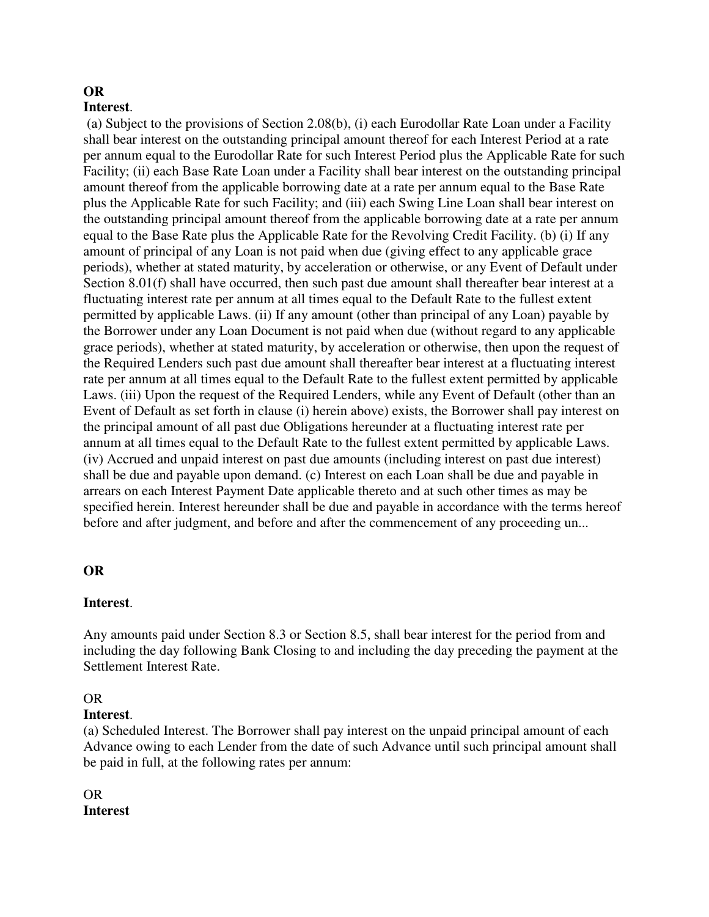**OR**
**Interest**.

(a) Subject to the provisions of Section 2.08(b), (i) each Eurodollar Rate Loan under a Facility shall bear interest on the outstanding principal amount thereof for each Interest Period at a rate per annum equal to the Eurodollar Rate for such Interest Period plus the Applicable Rate for such Facility; (ii) each Base Rate Loan under a Facility shall bear interest on the outstanding principal amount thereof from the applicable borrowing date at a rate per annum equal to the Base Rate plus the Applicable Rate for such Facility; and (iii) each Swing Line Loan shall bear interest on the outstanding principal amount thereof from the applicable borrowing date at a rate per annum equal to the Base Rate plus the Applicable Rate for the Revolving Credit Facility. (b) (i) If any amount of principal of any Loan is not paid when due (giving effect to any applicable grace periods), whether at stated maturity, by acceleration or otherwise, or any Event of Default under Section 8.01(f) shall have occurred, then such past due amount shall thereafter bear interest at a fluctuating interest rate per annum at all times equal to the Default Rate to the fullest extent permitted by applicable Laws. (ii) If any amount (other than principal of any Loan) payable by the Borrower under any Loan Document is not paid when due (without regard to any applicable grace periods), whether at stated maturity, by acceleration or otherwise, then upon the request of the Required Lenders such past due amount shall thereafter bear interest at a fluctuating interest rate per annum at all times equal to the Default Rate to the fullest extent permitted by applicable Laws. (iii) Upon the request of the Required Lenders, while any Event of Default (other than an Event of Default as set forth in clause (i) herein above) exists, the Borrower shall pay interest on the principal amount of all past due Obligations hereunder at a fluctuating interest rate per annum at all times equal to the Default Rate to the fullest extent permitted by applicable Laws. (iv) Accrued and unpaid interest on past due amounts (including interest on past due interest) shall be due and payable upon demand. (c) Interest on each Loan shall be due and payable in arrears on each Interest Payment Date applicable thereto and at such other times as may be specified herein. Interest hereunder shall be due and payable in accordance with the terms hereof before and after judgment, and before and after the commencement of any proceeding un...

**OR**

**Interest**.

Any amounts paid under Section 8.3 or Section 8.5, shall bear interest for the period from and including the day following Bank Closing to and including the day preceding the payment at the Settlement Interest Rate.

OR
**Interest**.
(a) Scheduled Interest. The Borrower shall pay interest on the unpaid principal amount of each Advance owing to each Lender from the date of such Advance until such principal amount shall be paid in full, at the following rates per annum:

OR
**Interest**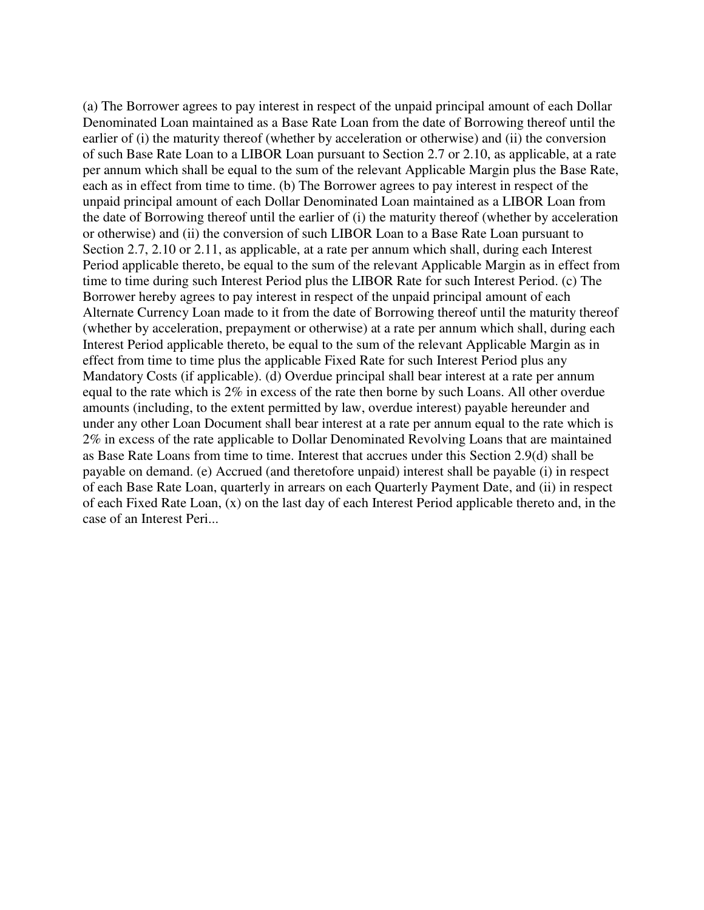(a) The Borrower agrees to pay interest in respect of the unpaid principal amount of each Dollar Denominated Loan maintained as a Base Rate Loan from the date of Borrowing thereof until the earlier of (i) the maturity thereof (whether by acceleration or otherwise) and (ii) the conversion of such Base Rate Loan to a LIBOR Loan pursuant to Section 2.7 or 2.10, as applicable, at a rate per annum which shall be equal to the sum of the relevant Applicable Margin plus the Base Rate, each as in effect from time to time. (b) The Borrower agrees to pay interest in respect of the unpaid principal amount of each Dollar Denominated Loan maintained as a LIBOR Loan from the date of Borrowing thereof until the earlier of (i) the maturity thereof (whether by acceleration or otherwise) and (ii) the conversion of such LIBOR Loan to a Base Rate Loan pursuant to Section 2.7, 2.10 or 2.11, as applicable, at a rate per annum which shall, during each Interest Period applicable thereto, be equal to the sum of the relevant Applicable Margin as in effect from time to time during such Interest Period plus the LIBOR Rate for such Interest Period. (c) The Borrower hereby agrees to pay interest in respect of the unpaid principal amount of each Alternate Currency Loan made to it from the date of Borrowing thereof until the maturity thereof (whether by acceleration, prepayment or otherwise) at a rate per annum which shall, during each Interest Period applicable thereto, be equal to the sum of the relevant Applicable Margin as in effect from time to time plus the applicable Fixed Rate for such Interest Period plus any Mandatory Costs (if applicable). (d) Overdue principal shall bear interest at a rate per annum equal to the rate which is 2% in excess of the rate then borne by such Loans. All other overdue amounts (including, to the extent permitted by law, overdue interest) payable hereunder and under any other Loan Document shall bear interest at a rate per annum equal to the rate which is 2% in excess of the rate applicable to Dollar Denominated Revolving Loans that are maintained as Base Rate Loans from time to time. Interest that accrues under this Section 2.9(d) shall be payable on demand. (e) Accrued (and theretofore unpaid) interest shall be payable (i) in respect of each Base Rate Loan, quarterly in arrears on each Quarterly Payment Date, and (ii) in respect of each Fixed Rate Loan, (x) on the last day of each Interest Period applicable thereto and, in the case of an Interest Peri...